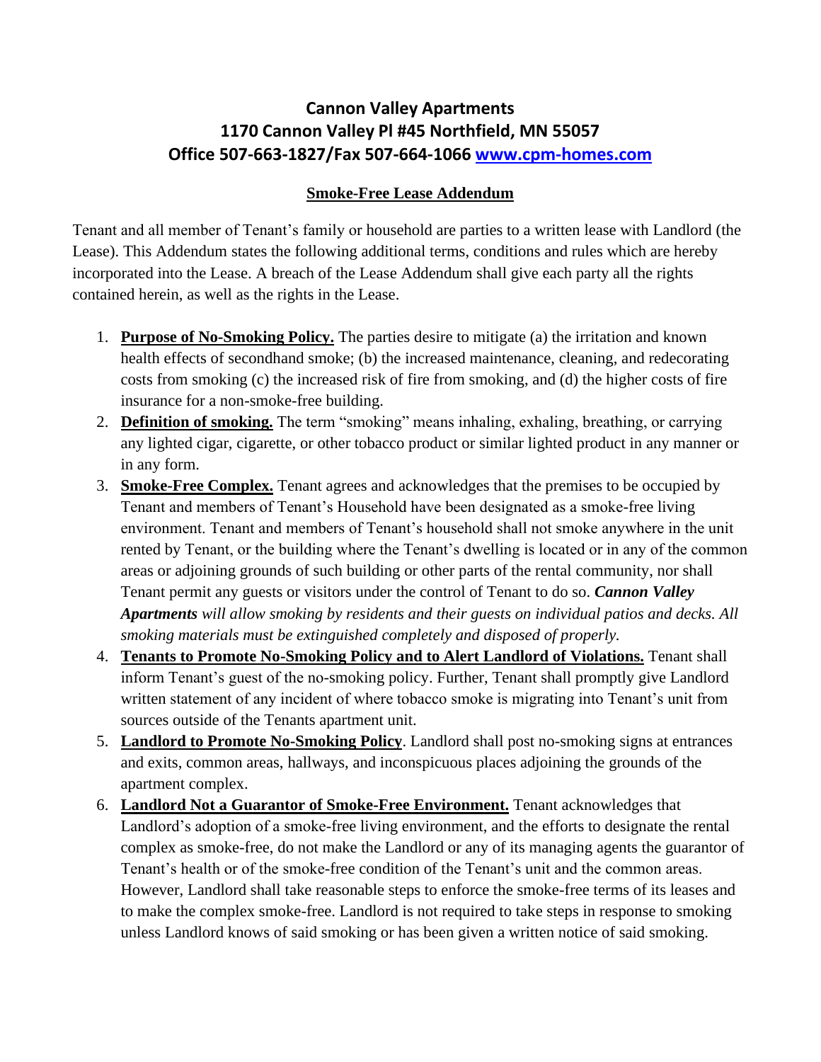# Cannon Valley Apartments
# 1170 Cannon Valley Pl #45 Northfield, MN 55057
# Office 507-663-1827/Fax 507-664-1066 [www.cpm-homes.com](http://www.cpm-homes.com)

## **Smoke-Free Lease Addendum**

Tenant and all member of Tenant's family or household are parties to a written lease with Landlord (the Lease). This Addendum states the following additional terms, conditions and rules which are hereby incorporated into the Lease. A breach of the Lease Addendum shall give each party all the rights contained herein, as well as the rights in the Lease.

1. **Purpose of No-Smoking Policy.** The parties desire to mitigate (a) the irritation and known health effects of secondhand smoke; (b) the increased maintenance, cleaning, and redecorating costs from smoking (c) the increased risk of fire from smoking, and (d) the higher costs of fire insurance for a non-smoke-free building.
2. **Definition of smoking.** The term "smoking" means inhaling, exhaling, breathing, or carrying any lighted cigar, cigarette, or other tobacco product or similar lighted product in any manner or in any form.
3. **Smoke-Free Complex.** Tenant agrees and acknowledges that the premises to be occupied by Tenant and members of Tenant's Household have been designated as a smoke-free living environment. Tenant and members of Tenant's household shall not smoke anywhere in the unit rented by Tenant, or the building where the Tenant's dwelling is located or in any of the common areas or adjoining grounds of such building or other parts of the rental community, nor shall Tenant permit any guests or visitors under the control of Tenant to do so. ***Cannon Valley Apartments*** *will allow smoking by residents and their guests on individual patios and decks. All smoking materials must be extinguished completely and disposed of properly.*
4. **Tenants to Promote No-Smoking Policy and to Alert Landlord of Violations.** Tenant shall inform Tenant's guest of the no-smoking policy. Further, Tenant shall promptly give Landlord written statement of any incident of where tobacco smoke is migrating into Tenant's unit from sources outside of the Tenants apartment unit.
5. **Landlord to Promote No-Smoking Policy**. Landlord shall post no-smoking signs at entrances and exits, common areas, hallways, and inconspicuous places adjoining the grounds of the apartment complex.
6. **Landlord Not a Guarantor of Smoke-Free Environment.** Tenant acknowledges that Landlord's adoption of a smoke-free living environment, and the efforts to designate the rental complex as smoke-free, do not make the Landlord or any of its managing agents the guarantor of Tenant's health or of the smoke-free condition of the Tenant's unit and the common areas. However, Landlord shall take reasonable steps to enforce the smoke-free terms of its leases and to make the complex smoke-free. Landlord is not required to take steps in response to smoking unless Landlord knows of said smoking or has been given a written notice of said smoking.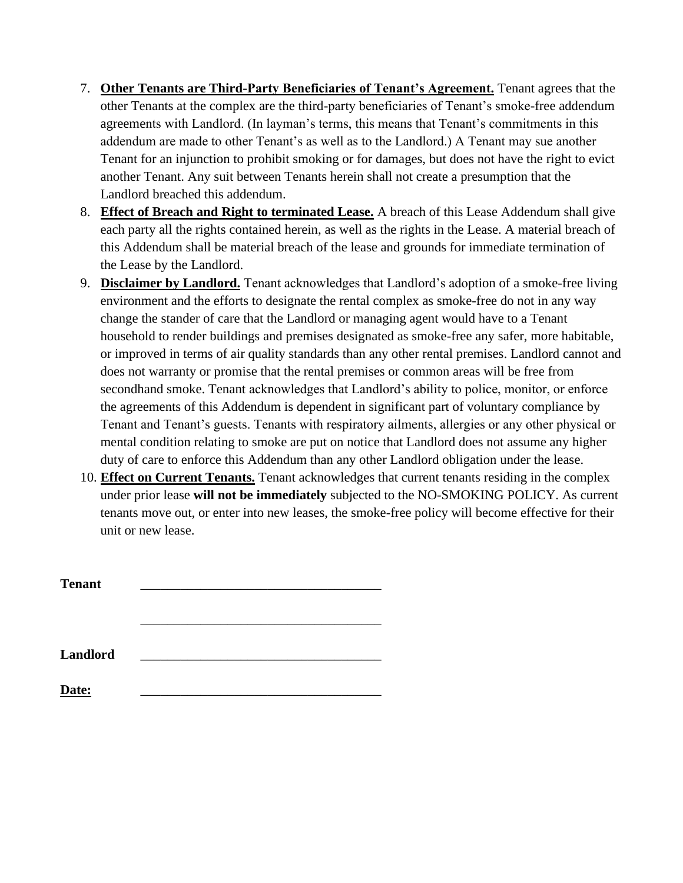7. **Other Tenants are Third-Party Beneficiaries of Tenant's Agreement.** Tenant agrees that the other Tenants at the complex are the third-party beneficiaries of Tenant's smoke-free addendum agreements with Landlord. (In layman's terms, this means that Tenant's commitments in this addendum are made to other Tenant's as well as to the Landlord.) A Tenant may sue another Tenant for an injunction to prohibit smoking or for damages, but does not have the right to evict another Tenant. Any suit between Tenants herein shall not create a presumption that the Landlord breached this addendum.
8. **Effect of Breach and Right to terminated Lease.** A breach of this Lease Addendum shall give each party all the rights contained herein, as well as the rights in the Lease. A material breach of this Addendum shall be material breach of the lease and grounds for immediate termination of the Lease by the Landlord.
9. **Disclaimer by Landlord.** Tenant acknowledges that Landlord's adoption of a smoke-free living environment and the efforts to designate the rental complex as smoke-free do not in any way change the stander of care that the Landlord or managing agent would have to a Tenant household to render buildings and premises designated as smoke-free any safer, more habitable, or improved in terms of air quality standards than any other rental premises. Landlord cannot and does not warranty or promise that the rental premises or common areas will be free from secondhand smoke. Tenant acknowledges that Landlord's ability to police, monitor, or enforce the agreements of this Addendum is dependent in significant part of voluntary compliance by Tenant and Tenant's guests. Tenants with respiratory ailments, allergies or any other physical or mental condition relating to smoke are put on notice that Landlord does not assume any higher duty of care to enforce this Addendum than any other Landlord obligation under the lease.
10. **Effect on Current Tenants.** Tenant acknowledges that current tenants residing in the complex under prior lease **will not be immediately** subjected to the NO-SMOKING POLICY. As current tenants move out, or enter into new leases, the smoke-free policy will become effective for their unit or new lease.

**Tenant** ____________________________________

____________________________________

**Landlord** ____________________________________

**Date:** ____________________________________